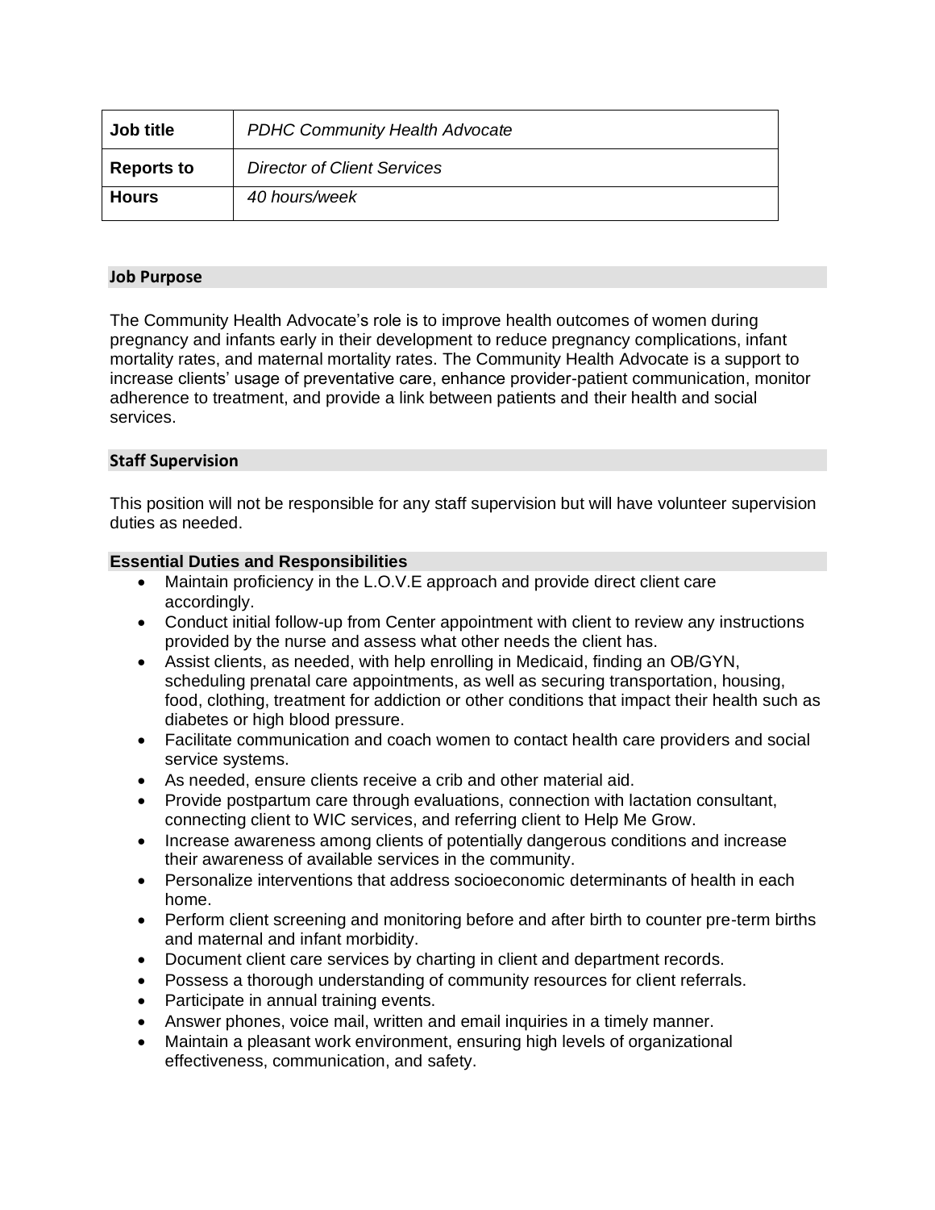| **Job title** | *PDHC Community Health Advocate* |
|---|---|
| **Reports to** | *Director of Client Services* |
| **Hours** | *40 hours/week* |

## Job Purpose

The Community Health Advocate's role is to improve health outcomes of women during pregnancy and infants early in their development to reduce pregnancy complications, infant mortality rates, and maternal mortality rates. The Community Health Advocate is a support to increase clients' usage of preventative care, enhance provider-patient communication, monitor adherence to treatment, and provide a link between patients and their health and social services.

## Staff Supervision

This position will not be responsible for any staff supervision but will have volunteer supervision duties as needed.

## Essential Duties and Responsibilities

- Maintain proficiency in the L.O.V.E approach and provide direct client care accordingly.
- Conduct initial follow-up from Center appointment with client to review any instructions provided by the nurse and assess what other needs the client has.
- Assist clients, as needed, with help enrolling in Medicaid, finding an OB/GYN, scheduling prenatal care appointments, as well as securing transportation, housing, food, clothing, treatment for addiction or other conditions that impact their health such as diabetes or high blood pressure.
- Facilitate communication and coach women to contact health care providers and social service systems.
- As needed, ensure clients receive a crib and other material aid.
- Provide postpartum care through evaluations, connection with lactation consultant, connecting client to WIC services, and referring client to Help Me Grow.
- Increase awareness among clients of potentially dangerous conditions and increase their awareness of available services in the community.
- Personalize interventions that address socioeconomic determinants of health in each home.
- Perform client screening and monitoring before and after birth to counter pre-term births and maternal and infant morbidity.
- Document client care services by charting in client and department records.
- Possess a thorough understanding of community resources for client referrals.
- Participate in annual training events.
- Answer phones, voice mail, written and email inquiries in a timely manner.
- Maintain a pleasant work environment, ensuring high levels of organizational effectiveness, communication, and safety.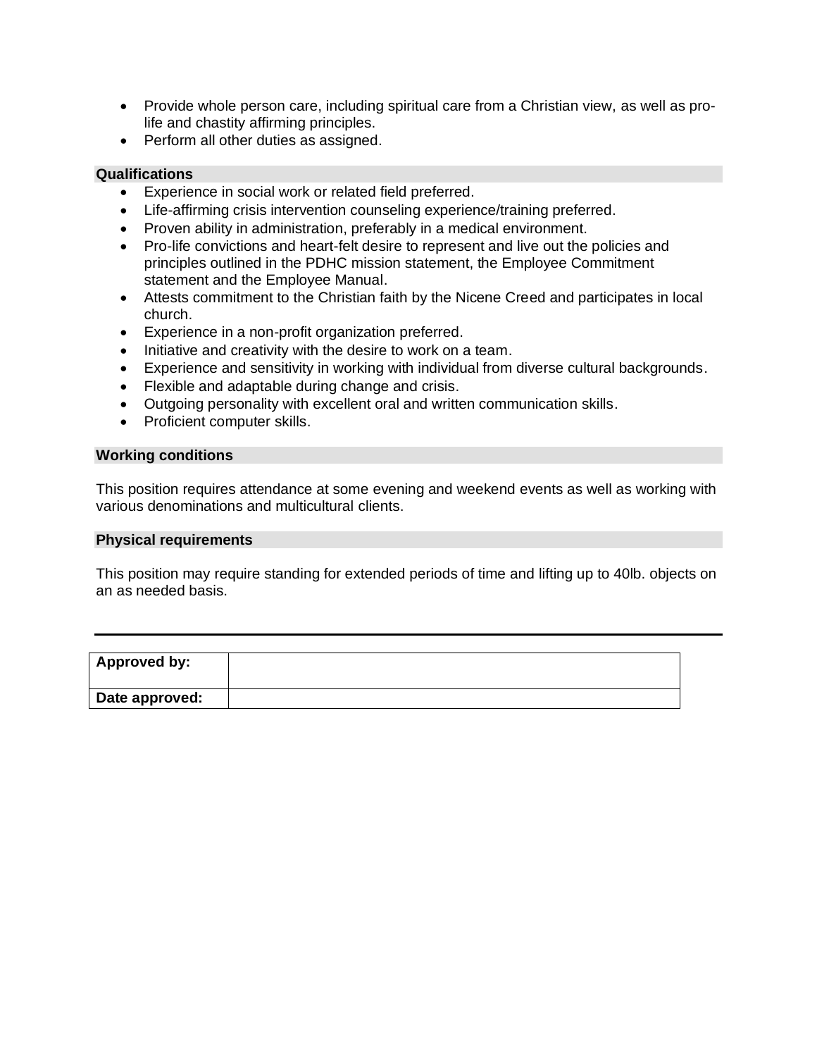- Provide whole person care, including spiritual care from a Christian view, as well as pro-life and chastity affirming principles.
- Perform all other duties as assigned.

## Qualifications

- Experience in social work or related field preferred.
- Life-affirming crisis intervention counseling experience/training preferred.
- Proven ability in administration, preferably in a medical environment.
- Pro-life convictions and heart-felt desire to represent and live out the policies and principles outlined in the PDHC mission statement, the Employee Commitment statement and the Employee Manual.
- Attests commitment to the Christian faith by the Nicene Creed and participates in local church.
- Experience in a non-profit organization preferred.
- Initiative and creativity with the desire to work on a team.
- Experience and sensitivity in working with individual from diverse cultural backgrounds.
- Flexible and adaptable during change and crisis.
- Outgoing personality with excellent oral and written communication skills.
- Proficient computer skills.

## Working conditions

This position requires attendance at some evening and weekend events as well as working with various denominations and multicultural clients.

## Physical requirements

This position may require standing for extended periods of time and lifting up to 40lb. objects on an as needed basis.

---

| | |
|---|---|
| **Approved by:** | |
| **Date approved:** | |